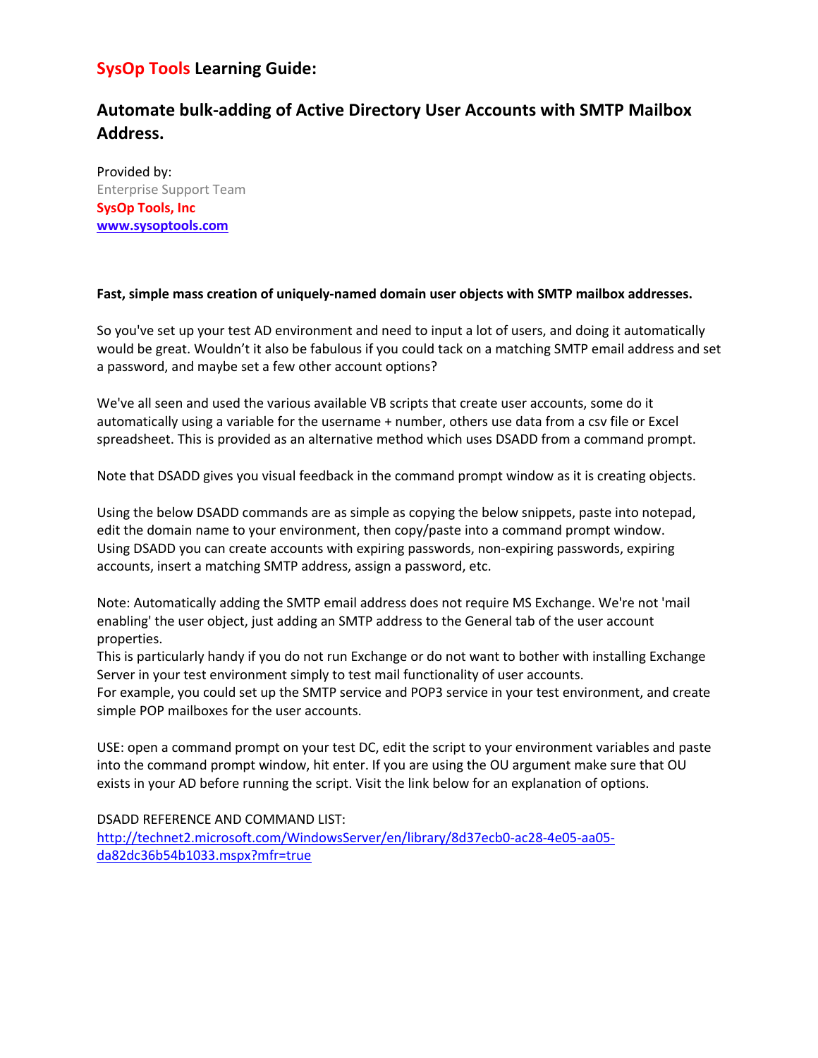# **SysOp Tools** Learning Guide:

## Automate bulk-adding of Active Directory User Accounts with SMTP Mailbox Address.

Provided by:
Enterprise Support Team
**SysOp Tools, Inc**
**[www.sysoptools.com](http://www.sysoptools.com)**

**Fast, simple mass creation of uniquely-named domain user objects with SMTP mailbox addresses.**

So you've set up your test AD environment and need to input a lot of users, and doing it automatically would be great. Wouldn't it also be fabulous if you could tack on a matching SMTP email address and set a password, and maybe set a few other account options?

We've all seen and used the various available VB scripts that create user accounts, some do it automatically using a variable for the username + number, others use data from a csv file or Excel spreadsheet. This is provided as an alternative method which uses DSADD from a command prompt.

Note that DSADD gives you visual feedback in the command prompt window as it is creating objects.

Using the below DSADD commands are as simple as copying the below snippets, paste into notepad, edit the domain name to your environment, then copy/paste into a command prompt window.
Using DSADD you can create accounts with expiring passwords, non-expiring passwords, expiring accounts, insert a matching SMTP address, assign a password, etc.

Note: Automatically adding the SMTP email address does not require MS Exchange. We're not 'mail enabling' the user object, just adding an SMTP address to the General tab of the user account properties.
This is particularly handy if you do not run Exchange or do not want to bother with installing Exchange Server in your test environment simply to test mail functionality of user accounts.
For example, you could set up the SMTP service and POP3 service in your test environment, and create simple POP mailboxes for the user accounts.

USE: open a command prompt on your test DC, edit the script to your environment variables and paste into the command prompt window, hit enter. If you are using the OU argument make sure that OU exists in your AD before running the script. Visit the link below for an explanation of options.

DSADD REFERENCE AND COMMAND LIST:
[http://technet2.microsoft.com/WindowsServer/en/library/8d37ecb0-ac28-4e05-aa05-da82dc36b54b1033.mspx?mfr=true](http://technet2.microsoft.com/WindowsServer/en/library/8d37ecb0-ac28-4e05-aa05-da82dc36b54b1033.mspx?mfr=true)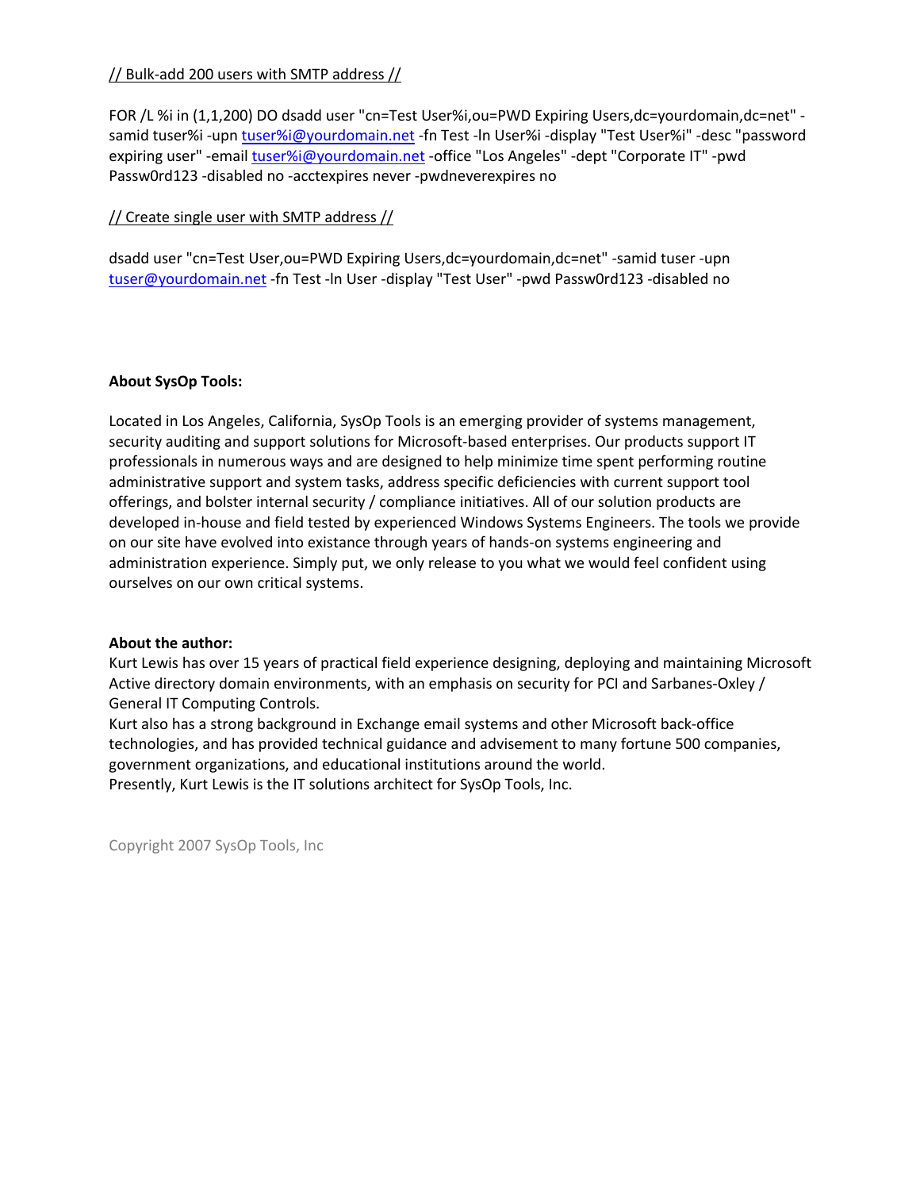// Bulk-add 200 users with SMTP address //

FOR /L %i in (1,1,200) DO dsadd user "cn=Test User%i,ou=PWD Expiring Users,dc=yourdomain,dc=net" -samid tuser%i -upn tuser%i@yourdomain.net -fn Test -ln User%i -display "Test User%i" -desc "password expiring user" -email tuser%i@yourdomain.net -office "Los Angeles" -dept "Corporate IT" -pwd Passw0rd123 -disabled no -acctexpires never -pwdneverexpires no

// Create single user with SMTP address //

dsadd user "cn=Test User,ou=PWD Expiring Users,dc=yourdomain,dc=net" -samid tuser -upn tuser@yourdomain.net -fn Test -ln User -display "Test User" -pwd Passw0rd123 -disabled no

**About SysOp Tools:**

Located in Los Angeles, California, SysOp Tools is an emerging provider of systems management, security auditing and support solutions for Microsoft-based enterprises. Our products support IT professionals in numerous ways and are designed to help minimize time spent performing routine administrative support and system tasks, address specific deficiencies with current support tool offerings, and bolster internal security / compliance initiatives. All of our solution products are developed in-house and field tested by experienced Windows Systems Engineers. The tools we provide on our site have evolved into existance through years of hands-on systems engineering and administration experience. Simply put, we only release to you what we would feel confident using ourselves on our own critical systems.

**About the author:**

Kurt Lewis has over 15 years of practical field experience designing, deploying and maintaining Microsoft Active directory domain environments, with an emphasis on security for PCI and Sarbanes-Oxley / General IT Computing Controls.
Kurt also has a strong background in Exchange email systems and other Microsoft back-office technologies, and has provided technical guidance and advisement to many fortune 500 companies, government organizations, and educational institutions around the world.
Presently, Kurt Lewis is the IT solutions architect for SysOp Tools, Inc.

Copyright 2007 SysOp Tools, Inc